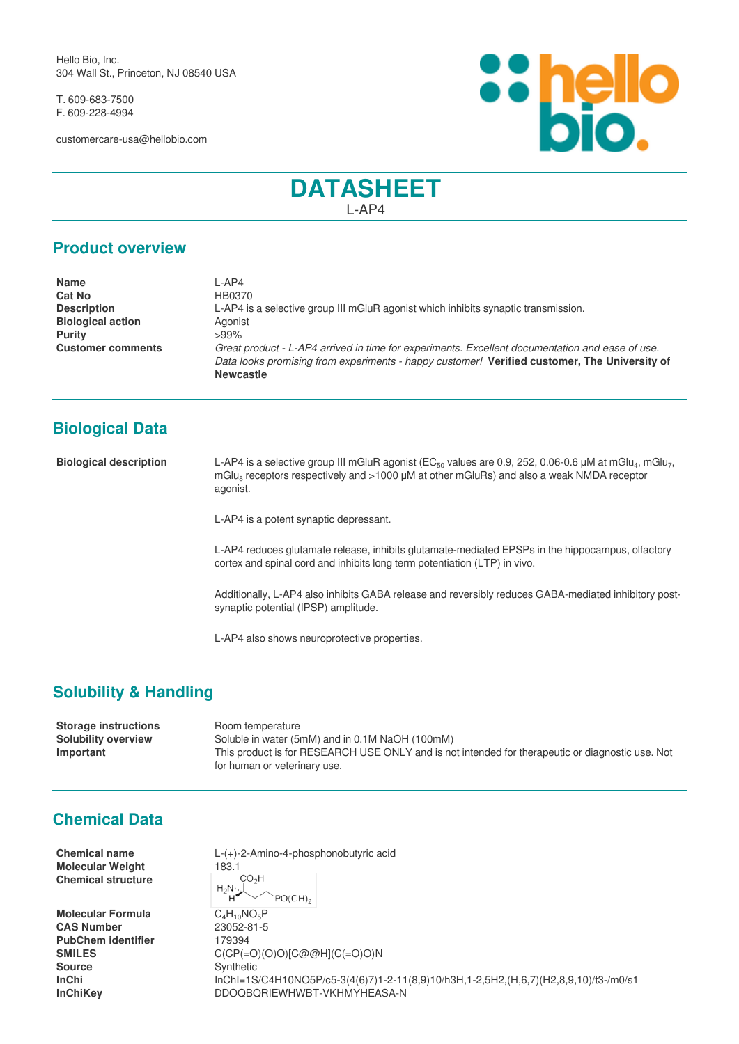Hello Bio, Inc.
304 Wall St., Princeton, NJ 08540 USA

T. 609-683-7500
F. 609-228-4994

customercare-usa@hellobio.com

# DATASHEET

L-AP4

## Product overview

| | |
|---|---|
| **Name** | L-AP4 |
| **Cat No** | HB0370 |
| **Description** | L-AP4 is a selective group III mGluR agonist which inhibits synaptic transmission. |
| **Biological action** | Agonist |
| **Purity** | >99% |
| **Customer comments** | *Great product - L-AP4 arrived in time for experiments. Excellent documentation and ease of use. Data looks promising from experiments - happy customer!* **Verified customer, The University of Newcastle** |

## Biological Data

**Biological description**

L-AP4 is a selective group III mGluR agonist ($EC_{50}$ values are 0.9, 252, 0.06-0.6 μM at $mGlu_4$, $mGlu_7$, $mGlu_8$ receptors respectively and >1000 μM at other mGluRs) and also a weak NMDA receptor agonist.

L-AP4 is a potent synaptic depressant.

L-AP4 reduces glutamate release, inhibits glutamate-mediated EPSPs in the hippocampus, olfactory cortex and spinal cord and inhibits long term potentiation (LTP) in vivo.

Additionally, L-AP4 also inhibits GABA release and reversibly reduces GABA-mediated inhibitory post-synaptic potential (IPSP) amplitude.

L-AP4 also shows neuroprotective properties.

## Solubility & Handling

| | |
|---|---|
| **Storage instructions** | Room temperature |
| **Solubility overview** | Soluble in water (5mM) and in 0.1M NaOH (100mM) |
| **Important** | This product is for RESEARCH USE ONLY and is not intended for therapeutic or diagnostic use. Not for human or veterinary use. |

## Chemical Data

| | |
|---|---|
| **Chemical name** | L-(+)-2-Amino-4-phosphonobutyric acid |
| **Molecular Weight** | 183.1 |
| **Chemical structure** | |
| **Molecular Formula** | $C_4H_{10}NO_5P$ |
| **CAS Number** | 23052-81-5 |
| **PubChem identifier** | 179394 |
| **SMILES** | C(CP(=O)(O)O)[C@@H](C(=O)O)N |
| **Source** | Synthetic |
| **InChi** | InChI=1S/C4H10NO5P/c5-3(4(6)7)1-2-11(8,9)10/h3H,1-2,5H2,(H,6,7)(H2,8,9,10)/t3-/m0/s1 |
| **InChiKey** | DDOQBQRIEWHWBT-VKHMYHEASA-N |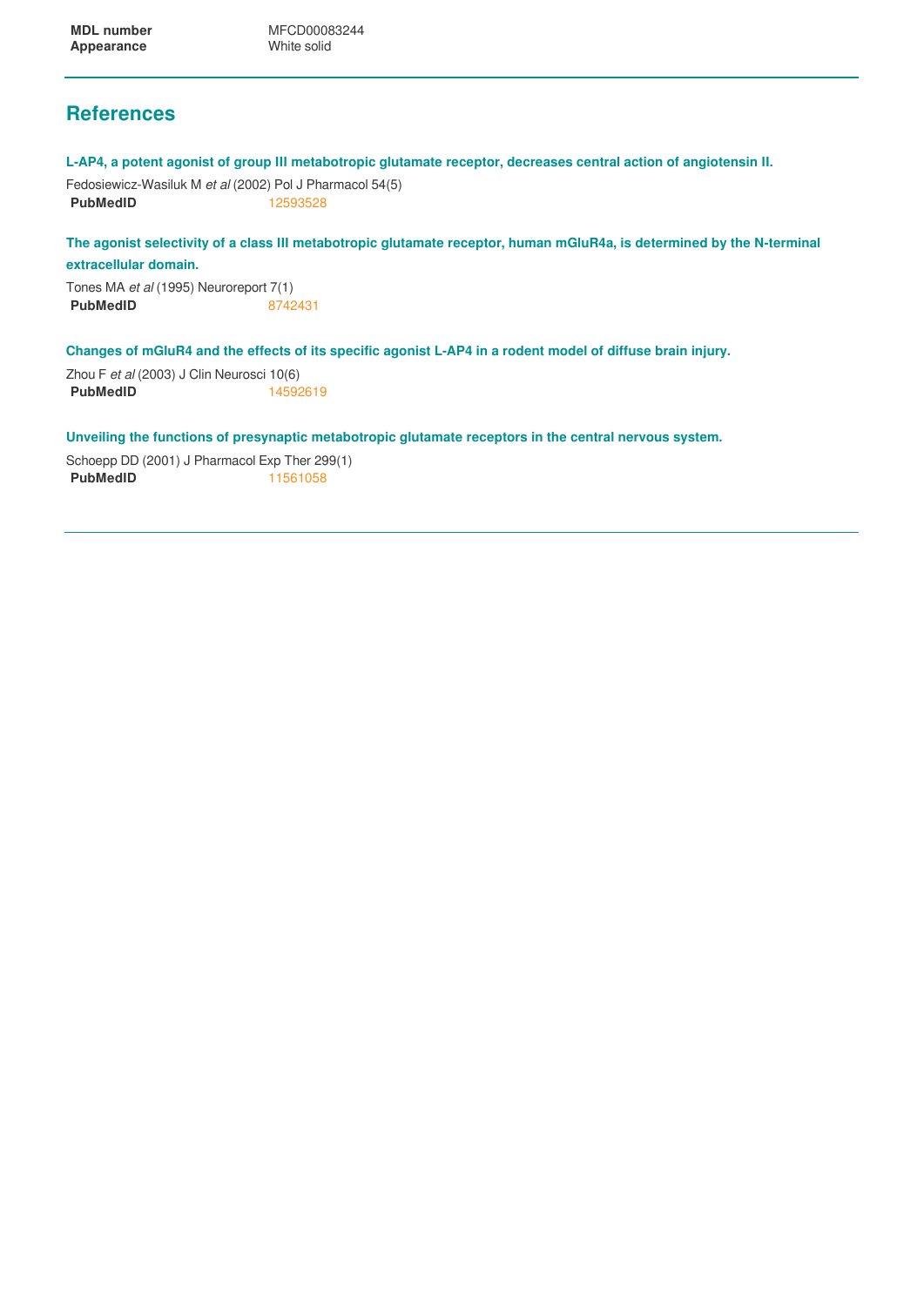| | |
|---|---|
| **MDL number** | MFCD00083244 |
| **Appearance** | White solid |

## References

**L-AP4, a potent agonist of group III metabotropic glutamate receptor, decreases central action of angiotensin II.**

Fedosiewicz-Wasiluk M *et al* (2002) Pol J Pharmacol 54(5)
**PubMedID** 12593528

**The agonist selectivity of a class III metabotropic glutamate receptor, human mGluR4a, is determined by the N-terminal extracellular domain.**

Tones MA *et al* (1995) Neuroreport 7(1)
**PubMedID** 8742431

**Changes of mGluR4 and the effects of its specific agonist L-AP4 in a rodent model of diffuse brain injury.**

Zhou F *et al* (2003) J Clin Neurosci 10(6)
**PubMedID** 14592619

**Unveiling the functions of presynaptic metabotropic glutamate receptors in the central nervous system.**

Schoepp DD (2001) J Pharmacol Exp Ther 299(1)
**PubMedID** 11561058